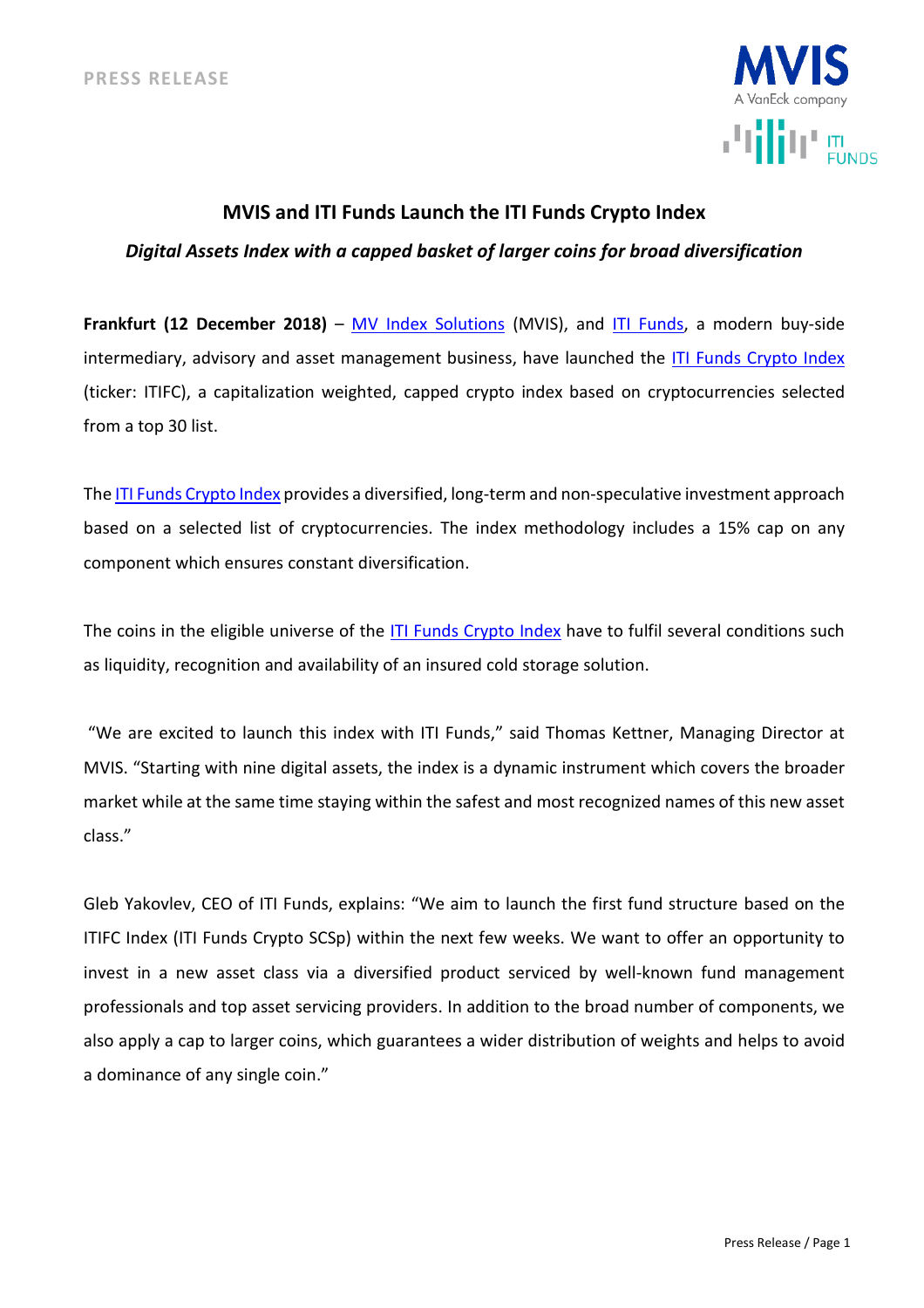PRESS RELEASE

# MVIS and ITI Funds Launch the ITI Funds Crypto Index

## *Digital Assets Index with a capped basket of larger coins for broad diversification*

**Frankfurt (12 December 2018)** – MV Index Solutions (MVIS), and ITI Funds, a modern buy-side intermediary, advisory and asset management business, have launched the ITI Funds Crypto Index (ticker: ITIFC), a capitalization weighted, capped crypto index based on cryptocurrencies selected from a top 30 list.

The ITI Funds Crypto Index provides a diversified, long-term and non-speculative investment approach based on a selected list of cryptocurrencies. The index methodology includes a 15% cap on any component which ensures constant diversification.

The coins in the eligible universe of the ITI Funds Crypto Index have to fulfil several conditions such as liquidity, recognition and availability of an insured cold storage solution.

"We are excited to launch this index with ITI Funds," said Thomas Kettner, Managing Director at MVIS. "Starting with nine digital assets, the index is a dynamic instrument which covers the broader market while at the same time staying within the safest and most recognized names of this new asset class."

Gleb Yakovlev, CEO of ITI Funds, explains: "We aim to launch the first fund structure based on the ITIFC Index (ITI Funds Crypto SCSp) within the next few weeks. We want to offer an opportunity to invest in a new asset class via a diversified product serviced by well-known fund management professionals and top asset servicing providers. In addition to the broad number of components, we also apply a cap to larger coins, which guarantees a wider distribution of weights and helps to avoid a dominance of any single coin."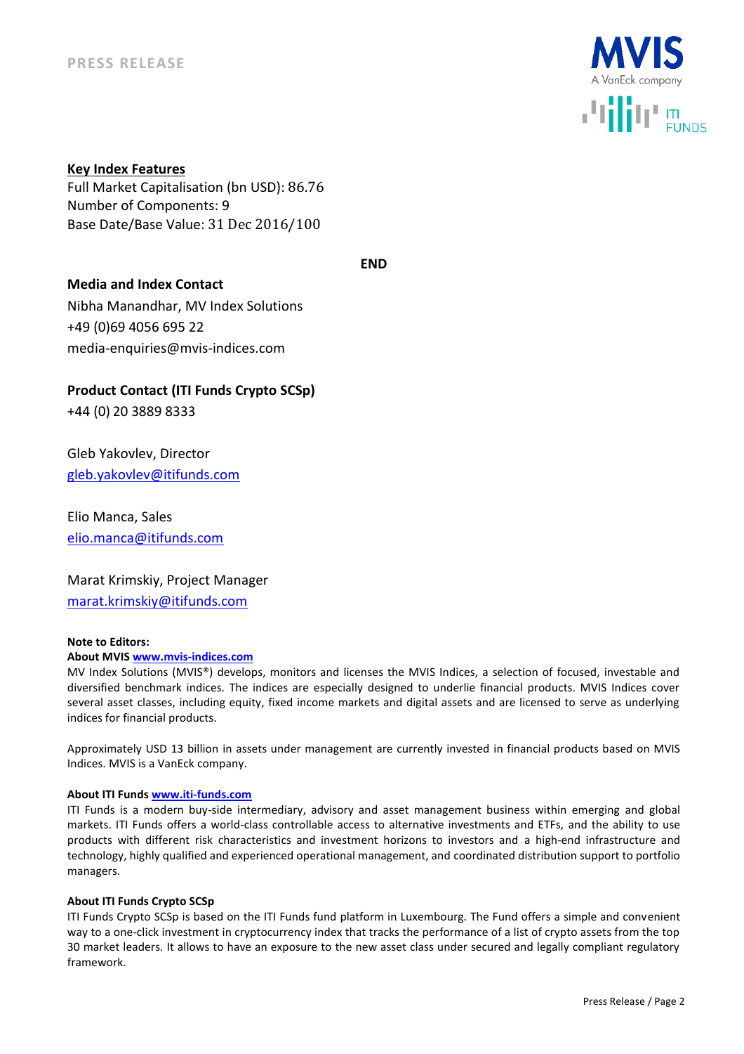**Key Index Features**

Full Market Capitalisation (bn USD): 86.76
Number of Components: 9
Base Date/Base Value: 31 Dec 2016/100

**END**

**Media and Index Contact**

Nibha Manandhar, MV Index Solutions
+49 (0)69 4056 695 22
media-enquiries@mvis-indices.com

**Product Contact (ITI Funds Crypto SCSp)**

+44 (0) 20 3889 8333

Gleb Yakovlev, Director
gleb.yakovlev@itifunds.com

Elio Manca, Sales
elio.manca@itifunds.com

Marat Krimskiy, Project Manager
marat.krimskiy@itifunds.com

**Note to Editors:**

**About MVIS www.mvis-indices.com**

MV Index Solutions (MVIS®) develops, monitors and licenses the MVIS Indices, a selection of focused, investable and diversified benchmark indices. The indices are especially designed to underlie financial products. MVIS Indices cover several asset classes, including equity, fixed income markets and digital assets and are licensed to serve as underlying indices for financial products.

Approximately USD 13 billion in assets under management are currently invested in financial products based on MVIS Indices. MVIS is a VanEck company.

**About ITI Funds www.iti-funds.com**

ITI Funds is a modern buy-side intermediary, advisory and asset management business within emerging and global markets. ITI Funds offers a world-class controllable access to alternative investments and ETFs, and the ability to use products with different risk characteristics and investment horizons to investors and a high-end infrastructure and technology, highly qualified and experienced operational management, and coordinated distribution support to portfolio managers.

**About ITI Funds Crypto SCSp**

ITI Funds Crypto SCSp is based on the ITI Funds fund platform in Luxembourg. The Fund offers a simple and convenient way to a one-click investment in cryptocurrency index that tracks the performance of a list of crypto assets from the top 30 market leaders. It allows to have an exposure to the new asset class under secured and legally compliant regulatory framework.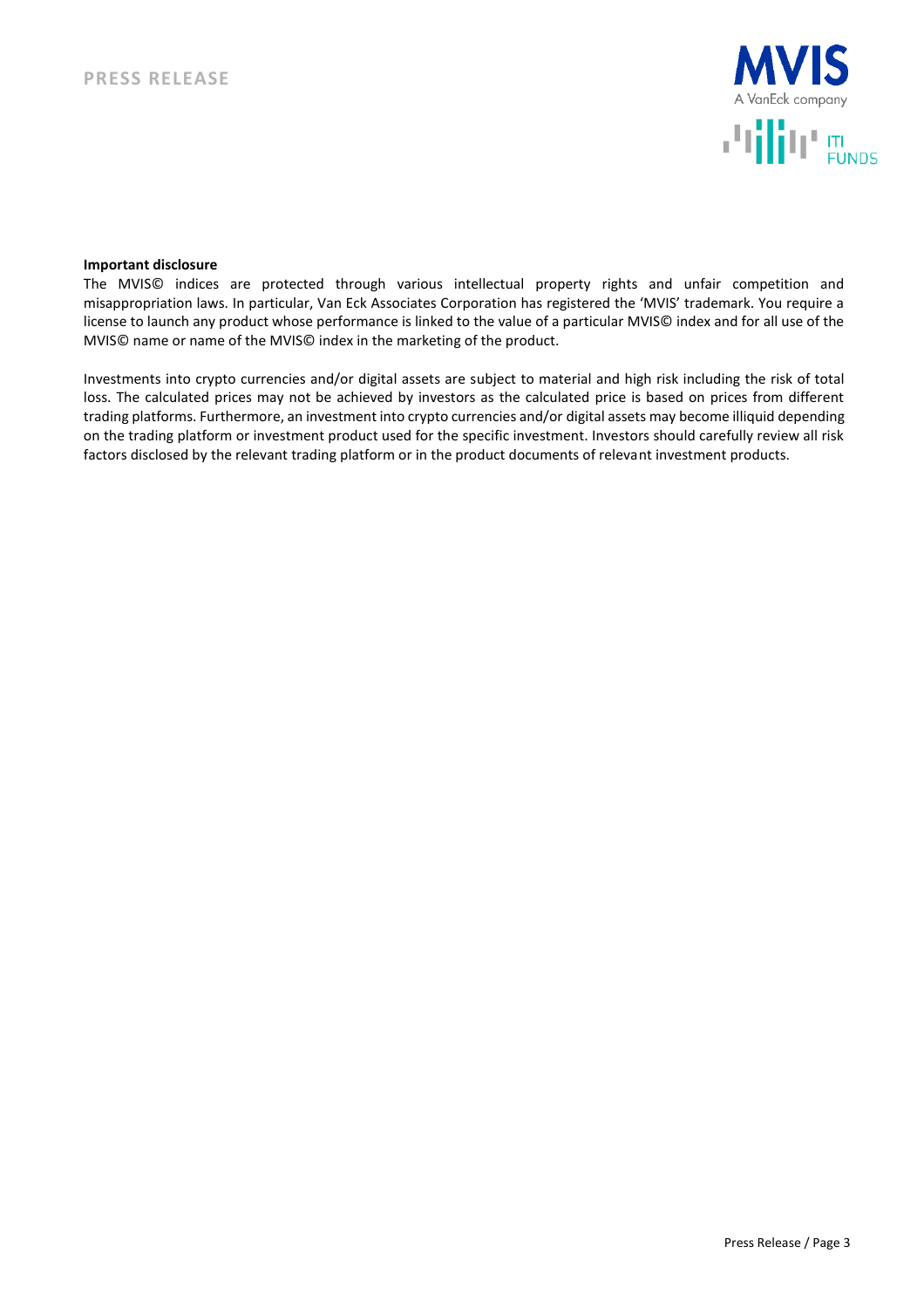**Important disclosure**

The MVIS© indices are protected through various intellectual property rights and unfair competition and misappropriation laws. In particular, Van Eck Associates Corporation has registered the 'MVIS' trademark. You require a license to launch any product whose performance is linked to the value of a particular MVIS© index and for all use of the MVIS© name or name of the MVIS© index in the marketing of the product.

Investments into crypto currencies and/or digital assets are subject to material and high risk including the risk of total loss. The calculated prices may not be achieved by investors as the calculated price is based on prices from different trading platforms. Furthermore, an investment into crypto currencies and/or digital assets may become illiquid depending on the trading platform or investment product used for the specific investment. Investors should carefully review all risk factors disclosed by the relevant trading platform or in the product documents of relevant investment products.